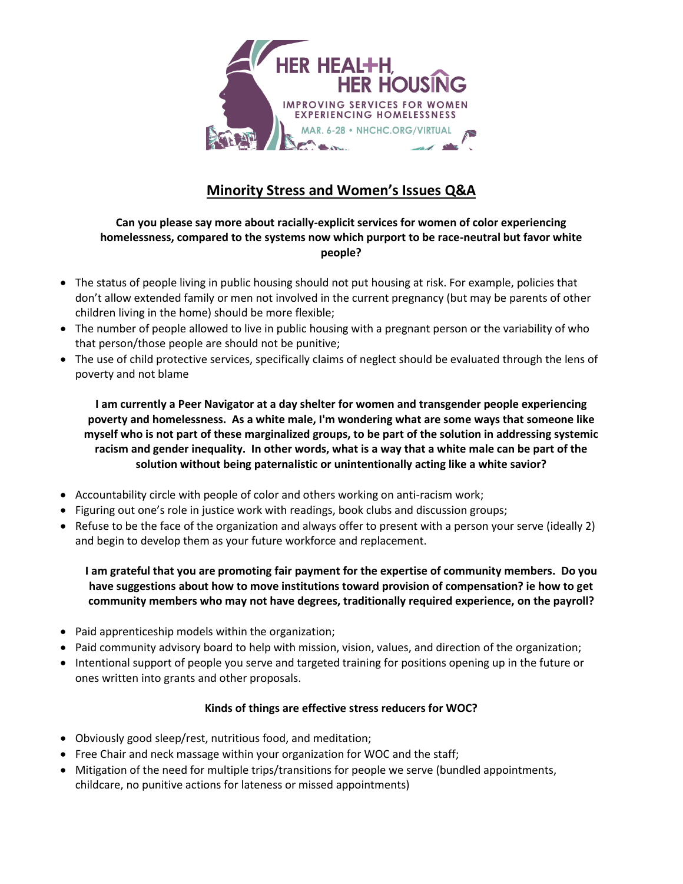HER HEALTH, HER HOUSING

IMPROVING SERVICES FOR WOMEN EXPERIENCING HOMELESSNESS

MAR. 6-28 • NHCHC.ORG/VIRTUAL

# Minority Stress and Women's Issues Q&A

**Can you please say more about racially-explicit services for women of color experiencing homelessness, compared to the systems now which purport to be race-neutral but favor white people?**

- The status of people living in public housing should not put housing at risk. For example, policies that don't allow extended family or men not involved in the current pregnancy (but may be parents of other children living in the home) should be more flexible;
- The number of people allowed to live in public housing with a pregnant person or the variability of who that person/those people are should not be punitive;
- The use of child protective services, specifically claims of neglect should be evaluated through the lens of poverty and not blame

**I am currently a Peer Navigator at a day shelter for women and transgender people experiencing poverty and homelessness. As a white male, I'm wondering what are some ways that someone like myself who is not part of these marginalized groups, to be part of the solution in addressing systemic racism and gender inequality. In other words, what is a way that a white male can be part of the solution without being paternalistic or unintentionally acting like a white savior?**

- Accountability circle with people of color and others working on anti-racism work;
- Figuring out one's role in justice work with readings, book clubs and discussion groups;
- Refuse to be the face of the organization and always offer to present with a person your serve (ideally 2) and begin to develop them as your future workforce and replacement.

**I am grateful that you are promoting fair payment for the expertise of community members. Do you have suggestions about how to move institutions toward provision of compensation? ie how to get community members who may not have degrees, traditionally required experience, on the payroll?**

- Paid apprenticeship models within the organization;
- Paid community advisory board to help with mission, vision, values, and direction of the organization;
- Intentional support of people you serve and targeted training for positions opening up in the future or ones written into grants and other proposals.

**Kinds of things are effective stress reducers for WOC?**

- Obviously good sleep/rest, nutritious food, and meditation;
- Free Chair and neck massage within your organization for WOC and the staff;
- Mitigation of the need for multiple trips/transitions for people we serve (bundled appointments, childcare, no punitive actions for lateness or missed appointments)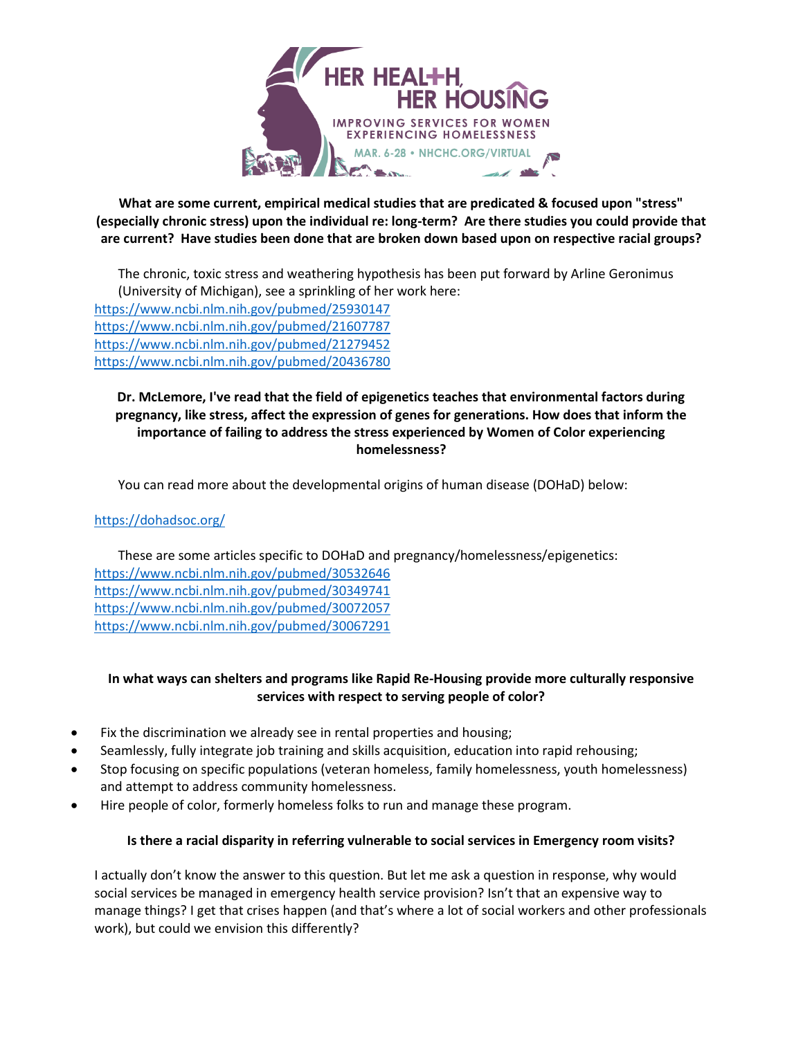**What are some current, empirical medical studies that are predicated & focused upon "stress" (especially chronic stress) upon the individual re: long-term? Are there studies you could provide that are current? Have studies been done that are broken down based upon on respective racial groups?**

The chronic, toxic stress and weathering hypothesis has been put forward by Arline Geronimus (University of Michigan), see a sprinkling of her work here:

https://www.ncbi.nlm.nih.gov/pubmed/25930147
https://www.ncbi.nlm.nih.gov/pubmed/21607787
https://www.ncbi.nlm.nih.gov/pubmed/21279452
https://www.ncbi.nlm.nih.gov/pubmed/20436780

**Dr. McLemore, I've read that the field of epigenetics teaches that environmental factors during pregnancy, like stress, affect the expression of genes for generations. How does that inform the importance of failing to address the stress experienced by Women of Color experiencing homelessness?**

You can read more about the developmental origins of human disease (DOHaD) below:

https://dohadsoc.org/

These are some articles specific to DOHaD and pregnancy/homelessness/epigenetics:

https://www.ncbi.nlm.nih.gov/pubmed/30532646
https://www.ncbi.nlm.nih.gov/pubmed/30349741
https://www.ncbi.nlm.nih.gov/pubmed/30072057
https://www.ncbi.nlm.nih.gov/pubmed/30067291

**In what ways can shelters and programs like Rapid Re-Housing provide more culturally responsive services with respect to serving people of color?**

- Fix the discrimination we already see in rental properties and housing;
- Seamlessly, fully integrate job training and skills acquisition, education into rapid rehousing;
- Stop focusing on specific populations (veteran homeless, family homelessness, youth homelessness) and attempt to address community homelessness.
- Hire people of color, formerly homeless folks to run and manage these program.

**Is there a racial disparity in referring vulnerable to social services in Emergency room visits?**

I actually don't know the answer to this question. But let me ask a question in response, why would social services be managed in emergency health service provision? Isn't that an expensive way to manage things? I get that crises happen (and that's where a lot of social workers and other professionals work), but could we envision this differently?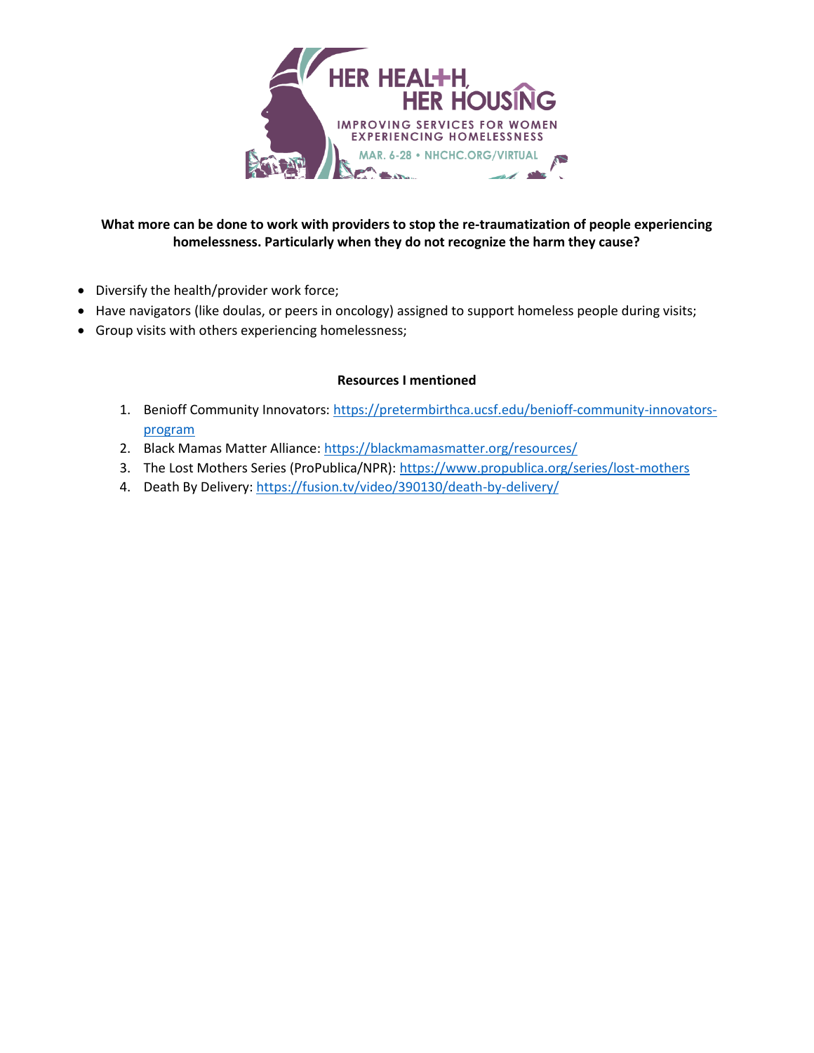**What more can be done to work with providers to stop the re-traumatization of people experiencing homelessness. Particularly when they do not recognize the harm they cause?**

- Diversify the health/provider work force;
- Have navigators (like doulas, or peers in oncology) assigned to support homeless people during visits;
- Group visits with others experiencing homelessness;

**Resources I mentioned**

1. Benioff Community Innovators: https://pretermbirthca.ucsf.edu/benioff-community-innovators-program
2. Black Mamas Matter Alliance: https://blackmamasmatter.org/resources/
3. The Lost Mothers Series (ProPublica/NPR): https://www.propublica.org/series/lost-mothers
4. Death By Delivery: https://fusion.tv/video/390130/death-by-delivery/